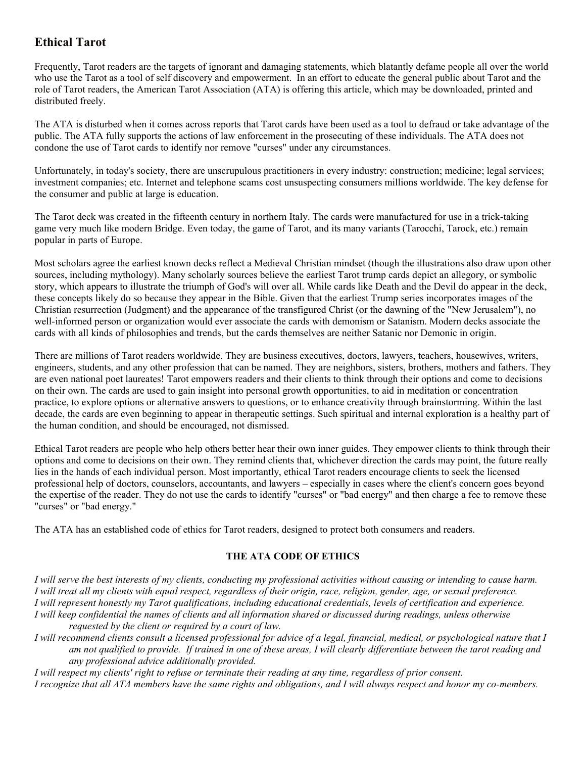## Ethical Tarot

Frequently, Tarot readers are the targets of ignorant and damaging statements, which blatantly defame people all over the world who use the Tarot as a tool of self discovery and empowerment. In an effort to educate the general public about Tarot and the role of Tarot readers, the American Tarot Association (ATA) is offering this article, which may be downloaded, printed and distributed freely.

The ATA is disturbed when it comes across reports that Tarot cards have been used as a tool to defraud or take advantage of the public. The ATA fully supports the actions of law enforcement in the prosecuting of these individuals. The ATA does not condone the use of Tarot cards to identify nor remove "curses" under any circumstances.

Unfortunately, in today's society, there are unscrupulous practitioners in every industry: construction; medicine; legal services; investment companies; etc. Internet and telephone scams cost unsuspecting consumers millions worldwide. The key defense for the consumer and public at large is education.

The Tarot deck was created in the fifteenth century in northern Italy. The cards were manufactured for use in a trick-taking game very much like modern Bridge. Even today, the game of Tarot, and its many variants (Tarocchi, Tarock, etc.) remain popular in parts of Europe.

Most scholars agree the earliest known decks reflect a Medieval Christian mindset (though the illustrations also draw upon other sources, including mythology). Many scholarly sources believe the earliest Tarot trump cards depict an allegory, or symbolic story, which appears to illustrate the triumph of God's will over all. While cards like Death and the Devil do appear in the deck, these concepts likely do so because they appear in the Bible. Given that the earliest Trump series incorporates images of the Christian resurrection (Judgment) and the appearance of the transfigured Christ (or the dawning of the "New Jerusalem"), no well-informed person or organization would ever associate the cards with demonism or Satanism. Modern decks associate the cards with all kinds of philosophies and trends, but the cards themselves are neither Satanic nor Demonic in origin.

There are millions of Tarot readers worldwide. They are business executives, doctors, lawyers, teachers, housewives, writers, engineers, students, and any other profession that can be named. They are neighbors, sisters, brothers, mothers and fathers. They are even national poet laureates! Tarot empowers readers and their clients to think through their options and come to decisions on their own. The cards are used to gain insight into personal growth opportunities, to aid in meditation or concentration practice, to explore options or alternative answers to questions, or to enhance creativity through brainstorming. Within the last decade, the cards are even beginning to appear in therapeutic settings. Such spiritual and internal exploration is a healthy part of the human condition, and should be encouraged, not dismissed.

Ethical Tarot readers are people who help others better hear their own inner guides. They empower clients to think through their options and come to decisions on their own. They remind clients that, whichever direction the cards may point, the future really lies in the hands of each individual person. Most importantly, ethical Tarot readers encourage clients to seek the licensed professional help of doctors, counselors, accountants, and lawyers – especially in cases where the client's concern goes beyond the expertise of the reader. They do not use the cards to identify "curses" or "bad energy" and then charge a fee to remove these "curses" or "bad energy."

The ATA has an established code of ethics for Tarot readers, designed to protect both consumers and readers.

### THE ATA CODE OF ETHICS

*I will serve the best interests of my clients, conducting my professional activities without causing or intending to cause harm.*

*I will treat all my clients with equal respect, regardless of their origin, race, religion, gender, age, or sexual preference.*

*I will represent honestly my Tarot qualifications, including educational credentials, levels of certification and experience.*

*I will keep confidential the names of clients and all information shared or discussed during readings, unless otherwise requested by the client or required by a court of law.*

*I will recommend clients consult a licensed professional for advice of a legal, financial, medical, or psychological nature that I am not qualified to provide. If trained in one of these areas, I will clearly differentiate between the tarot reading and any professional advice additionally provided.*

*I will respect my clients' right to refuse or terminate their reading at any time, regardless of prior consent.*

*I recognize that all ATA members have the same rights and obligations, and I will always respect and honor my co-members.*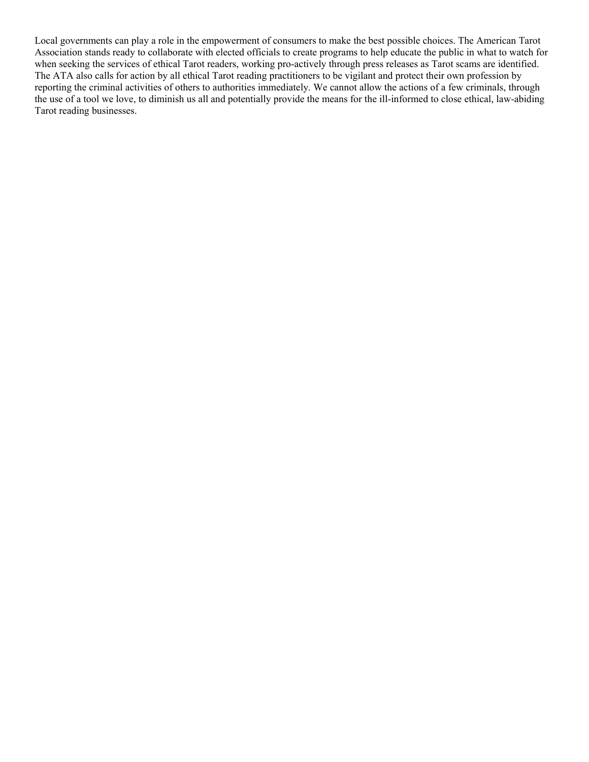Local governments can play a role in the empowerment of consumers to make the best possible choices. The American Tarot Association stands ready to collaborate with elected officials to create programs to help educate the public in what to watch for when seeking the services of ethical Tarot readers, working pro-actively through press releases as Tarot scams are identified. The ATA also calls for action by all ethical Tarot reading practitioners to be vigilant and protect their own profession by reporting the criminal activities of others to authorities immediately. We cannot allow the actions of a few criminals, through the use of a tool we love, to diminish us all and potentially provide the means for the ill-informed to close ethical, law-abiding Tarot reading businesses.